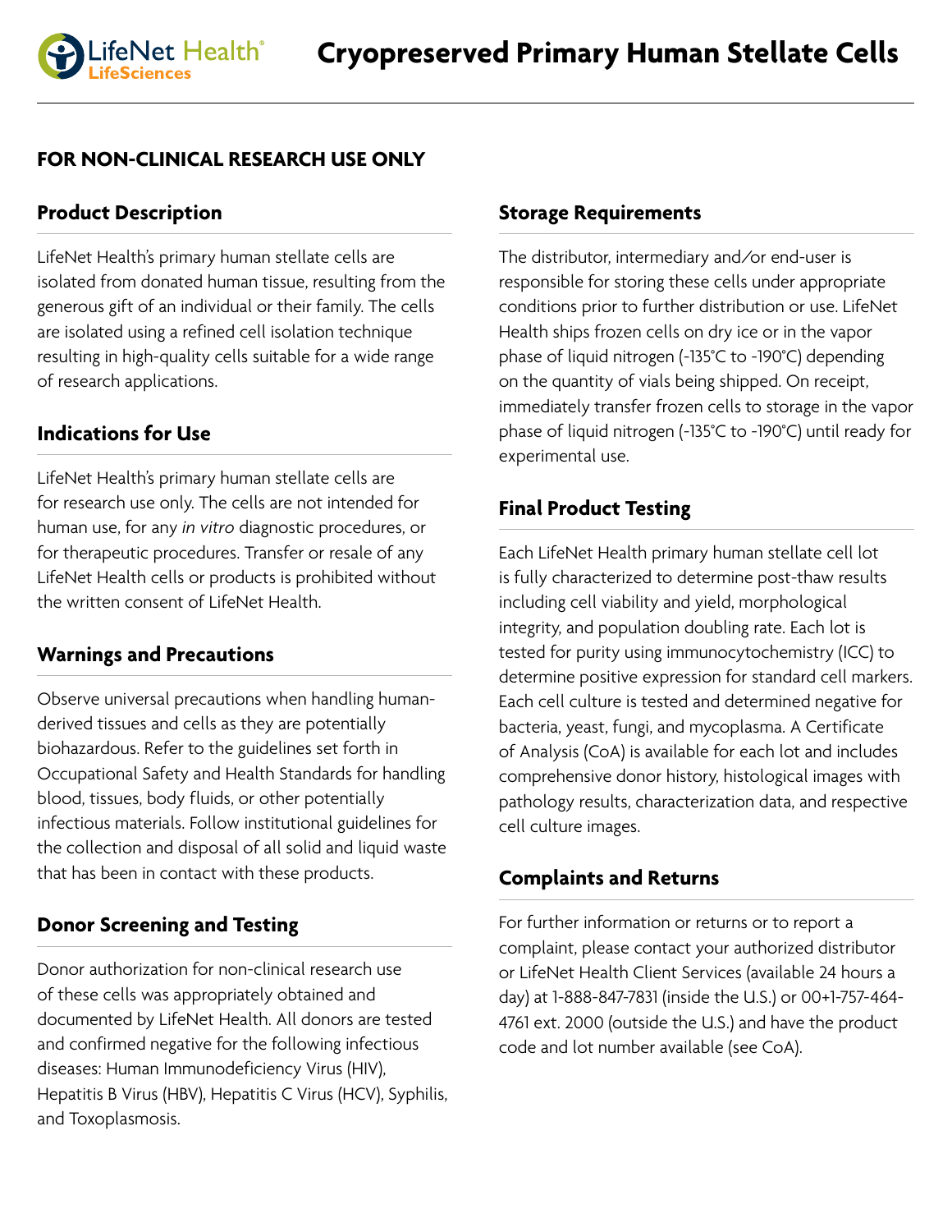# Cryopreserved Primary Human Stellate Cells

**FOR NON-CLINICAL RESEARCH USE ONLY**

## Product Description

LifeNet Health's primary human stellate cells are isolated from donated human tissue, resulting from the generous gift of an individual or their family. The cells are isolated using a refined cell isolation technique resulting in high-quality cells suitable for a wide range of research applications.

## Indications for Use

LifeNet Health's primary human stellate cells are for research use only. The cells are not intended for human use, for any *in vitro* diagnostic procedures, or for therapeutic procedures. Transfer or resale of any LifeNet Health cells or products is prohibited without the written consent of LifeNet Health.

## Warnings and Precautions

Observe universal precautions when handling human-derived tissues and cells as they are potentially biohazardous. Refer to the guidelines set forth in Occupational Safety and Health Standards for handling blood, tissues, body fluids, or other potentially infectious materials. Follow institutional guidelines for the collection and disposal of all solid and liquid waste that has been in contact with these products.

## Donor Screening and Testing

Donor authorization for non-clinical research use of these cells was appropriately obtained and documented by LifeNet Health. All donors are tested and confirmed negative for the following infectious diseases: Human Immunodeficiency Virus (HIV), Hepatitis B Virus (HBV), Hepatitis C Virus (HCV), Syphilis, and Toxoplasmosis.

## Storage Requirements

The distributor, intermediary and/or end-user is responsible for storing these cells under appropriate conditions prior to further distribution or use. LifeNet Health ships frozen cells on dry ice or in the vapor phase of liquid nitrogen (-135°C to -190°C) depending on the quantity of vials being shipped. On receipt, immediately transfer frozen cells to storage in the vapor phase of liquid nitrogen (-135°C to -190°C) until ready for experimental use.

## Final Product Testing

Each LifeNet Health primary human stellate cell lot is fully characterized to determine post-thaw results including cell viability and yield, morphological integrity, and population doubling rate. Each lot is tested for purity using immunocytochemistry (ICC) to determine positive expression for standard cell markers. Each cell culture is tested and determined negative for bacteria, yeast, fungi, and mycoplasma. A Certificate of Analysis (CoA) is available for each lot and includes comprehensive donor history, histological images with pathology results, characterization data, and respective cell culture images.

## Complaints and Returns

For further information or returns or to report a complaint, please contact your authorized distributor or LifeNet Health Client Services (available 24 hours a day) at 1-888-847-7831 (inside the U.S.) or 00+1-757-464-4761 ext. 2000 (outside the U.S.) and have the product code and lot number available (see CoA).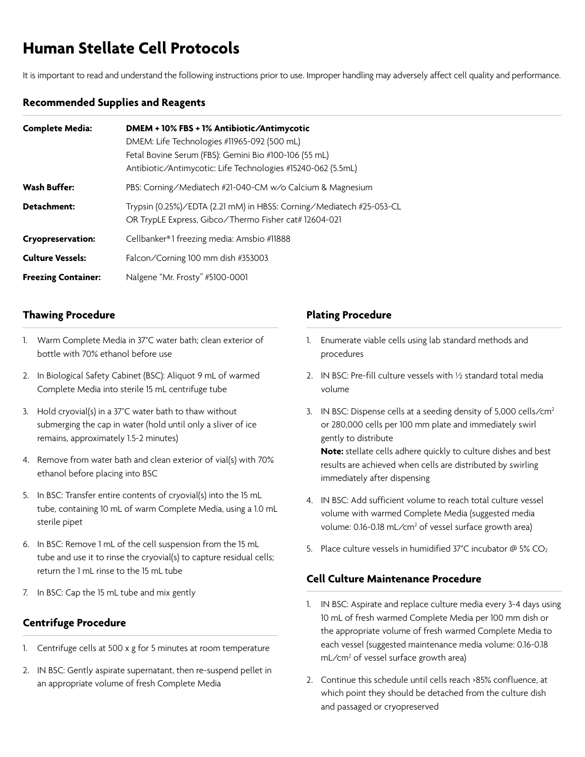# Human Stellate Cell Protocols

It is important to read and understand the following instructions prior to use. Improper handling may adversely affect cell quality and performance.

## Recommended Supplies and Reagents

| | |
|---|---|
| **Complete Media:** | **DMEM + 10% FBS + 1% Antibiotic/Antimycotic**<br>DMEM: Life Technologies #11965-092 (500 mL)<br>Fetal Bovine Serum (FBS): Gemini Bio #100-106 (55 mL)<br>Antibiotic/Antimycotic: Life Technologies #15240-062 (5.5mL) |
| **Wash Buffer:** | PBS: Corning/Mediatech #21-040-CM w/o Calcium & Magnesium |
| **Detachment:** | Trypsin (0.25%)/EDTA (2.21 mM) in HBSS: Corning/Mediatech #25-053-CL<br>OR TrypLE Express, Gibco/Thermo Fisher cat# 12604-021 |
| **Cryopreservation:** | Cellbanker®1 freezing media: Amsbio #11888 |
| **Culture Vessels:** | Falcon/Corning 100 mm dish #353003 |
| **Freezing Container:** | Nalgene "Mr. Frosty" #5100-0001 |

## Thawing Procedure

1. Warm Complete Media in 37°C water bath; clean exterior of bottle with 70% ethanol before use
2. In Biological Safety Cabinet (BSC): Aliquot 9 mL of warmed Complete Media into sterile 15 mL centrifuge tube
3. Hold cryovial(s) in a 37°C water bath to thaw without submerging the cap in water (hold until only a sliver of ice remains, approximately 1.5-2 minutes)
4. Remove from water bath and clean exterior of vial(s) with 70% ethanol before placing into BSC
5. In BSC: Transfer entire contents of cryovial(s) into the 15 mL tube, containing 10 mL of warm Complete Media, using a 1.0 mL sterile pipet
6. In BSC: Remove 1 mL of the cell suspension from the 15 mL tube and use it to rinse the cryovial(s) to capture residual cells; return the 1 mL rinse to the 15 mL tube
7. In BSC: Cap the 15 mL tube and mix gently

## Centrifuge Procedure

1. Centrifuge cells at 500 x g for 5 minutes at room temperature
2. IN BSC: Gently aspirate supernatant, then re-suspend pellet in an appropriate volume of fresh Complete Media

## Plating Procedure

1. Enumerate viable cells using lab standard methods and procedures
2. IN BSC: Pre-fill culture vessels with ½ standard total media volume
3. IN BSC: Dispense cells at a seeding density of 5,000 cells/cm² or 280,000 cells per 100 mm plate and immediately swirl gently to distribute
   **Note:** stellate cells adhere quickly to culture dishes and best results are achieved when cells are distributed by swirling immediately after dispensing
4. IN BSC: Add sufficient volume to reach total culture vessel volume with warmed Complete Media (suggested media volume: 0.16-0.18 mL/cm² of vessel surface growth area)
5. Place culture vessels in humidified 37°C incubator @ 5% $CO_2$

## Cell Culture Maintenance Procedure

1. IN BSC: Aspirate and replace culture media every 3-4 days using 10 mL of fresh warmed Complete Media per 100 mm dish or the appropriate volume of fresh warmed Complete Media to each vessel (suggested maintenance media volume: 0.16-0.18 mL/cm² of vessel surface growth area)
2. Continue this schedule until cells reach >85% confluence, at which point they should be detached from the culture dish and passaged or cryopreserved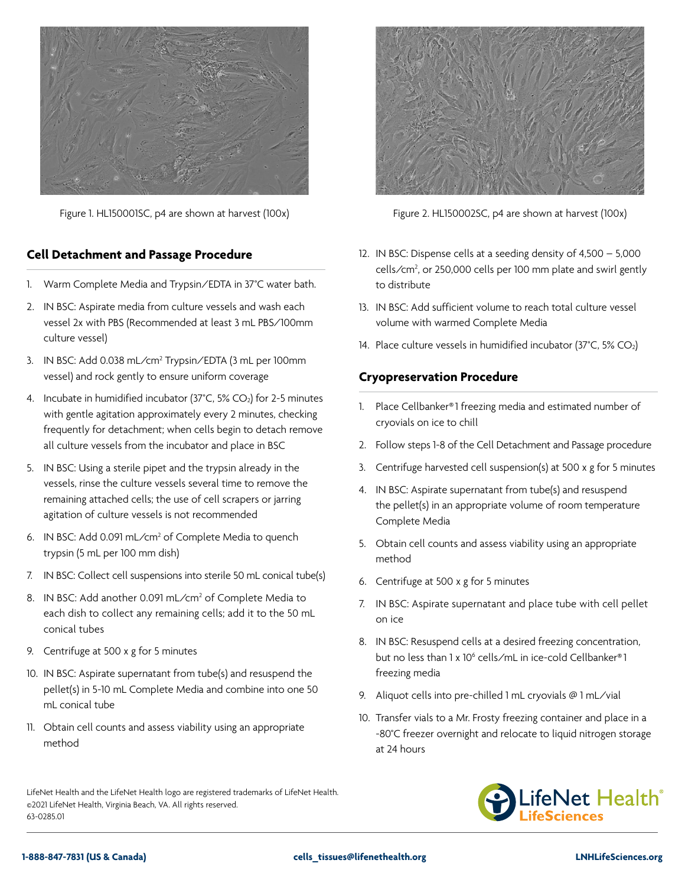Figure 1. HL150001SC, p4 are shown at harvest (100x)

Figure 2. HL150002SC, p4 are shown at harvest (100x)

## Cell Detachment and Passage Procedure

1. Warm Complete Media and Trypsin/EDTA in 37°C water bath.
2. IN BSC: Aspirate media from culture vessels and wash each vessel 2x with PBS (Recommended at least 3 mL PBS/100mm culture vessel)
3. IN BSC: Add 0.038 mL/cm² Trypsin/EDTA (3 mL per 100mm vessel) and rock gently to ensure uniform coverage
4. Incubate in humidified incubator (37°C, 5% $CO_2$) for 2-5 minutes with gentle agitation approximately every 2 minutes, checking frequently for detachment; when cells begin to detach remove all culture vessels from the incubator and place in BSC
5. IN BSC: Using a sterile pipet and the trypsin already in the vessels, rinse the culture vessels several time to remove the remaining attached cells; the use of cell scrapers or jarring agitation of culture vessels is not recommended
6. IN BSC: Add 0.091 mL/cm² of Complete Media to quench trypsin (5 mL per 100 mm dish)
7. IN BSC: Collect cell suspensions into sterile 50 mL conical tube(s)
8. IN BSC: Add another 0.091 mL/cm² of Complete Media to each dish to collect any remaining cells; add it to the 50 mL conical tubes
9. Centrifuge at 500 x g for 5 minutes
10. IN BSC: Aspirate supernatant from tube(s) and resuspend the pellet(s) in 5-10 mL Complete Media and combine into one 50 mL conical tube
11. Obtain cell counts and assess viability using an appropriate method
12. IN BSC: Dispense cells at a seeding density of 4,500 – 5,000 cells/cm², or 250,000 cells per 100 mm plate and swirl gently to distribute
13. IN BSC: Add sufficient volume to reach total culture vessel volume with warmed Complete Media
14. Place culture vessels in humidified incubator (37°C, 5% $CO_2$)

## Cryopreservation Procedure

1. Place Cellbanker® 1 freezing media and estimated number of cryovials on ice to chill
2. Follow steps 1-8 of the Cell Detachment and Passage procedure
3. Centrifuge harvested cell suspension(s) at 500 x g for 5 minutes
4. IN BSC: Aspirate supernatant from tube(s) and resuspend the pellet(s) in an appropriate volume of room temperature Complete Media
5. Obtain cell counts and assess viability using an appropriate method
6. Centrifuge at 500 x g for 5 minutes
7. IN BSC: Aspirate supernatant and place tube with cell pellet on ice
8. IN BSC: Resuspend cells at a desired freezing concentration, but no less than $1 \times 10^6$ cells/mL in ice-cold Cellbanker® 1 freezing media
9. Aliquot cells into pre-chilled 1 mL cryovials @ 1 mL/vial
10. Transfer vials to a Mr. Frosty freezing container and place in a -80°C freezer overnight and relocate to liquid nitrogen storage at 24 hours

LifeNet Health and the LifeNet Health logo are registered trademarks of LifeNet Health.
©2021 LifeNet Health, Virginia Beach, VA. All rights reserved.
63-0285.01

LifeNet Health® LifeSciences

1-888-847-7831 (US & Canada) cells_tissues@lifenethealth.org LNHLifeSciences.org